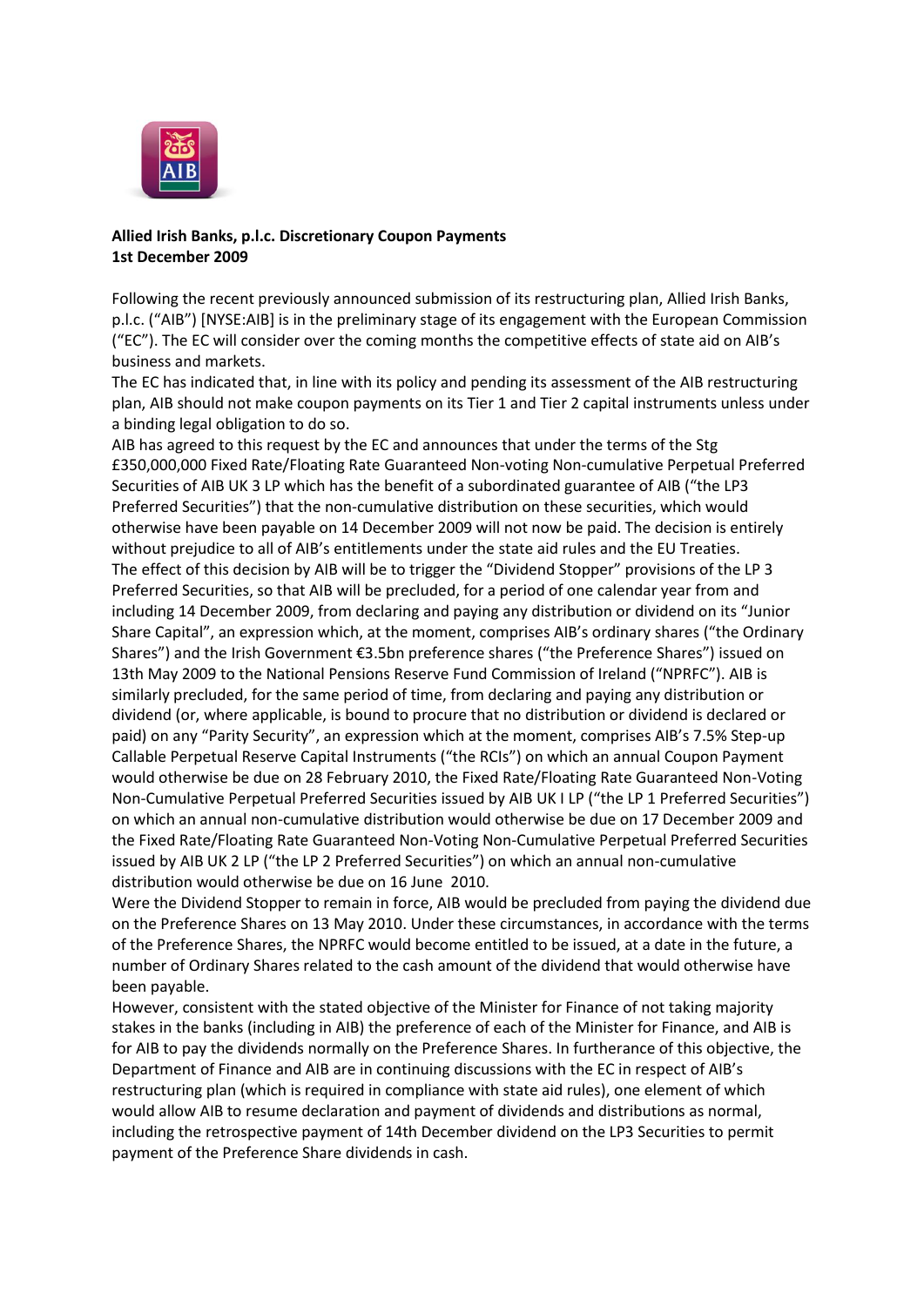**Allied Irish Banks, p.l.c. Discretionary Coupon Payments**
**1st December 2009**

Following the recent previously announced submission of its restructuring plan, Allied Irish Banks, p.l.c. ("AIB") [NYSE:AIB] is in the preliminary stage of its engagement with the European Commission ("EC"). The EC will consider over the coming months the competitive effects of state aid on AIB's business and markets.

The EC has indicated that, in line with its policy and pending its assessment of the AIB restructuring plan, AIB should not make coupon payments on its Tier 1 and Tier 2 capital instruments unless under a binding legal obligation to do so.

AIB has agreed to this request by the EC and announces that under the terms of the Stg £350,000,000 Fixed Rate/Floating Rate Guaranteed Non-voting Non-cumulative Perpetual Preferred Securities of AIB UK 3 LP which has the benefit of a subordinated guarantee of AIB ("the LP3 Preferred Securities") that the non-cumulative distribution on these securities, which would otherwise have been payable on 14 December 2009 will not now be paid. The decision is entirely without prejudice to all of AIB's entitlements under the state aid rules and the EU Treaties.

The effect of this decision by AIB will be to trigger the "Dividend Stopper" provisions of the LP 3 Preferred Securities, so that AIB will be precluded, for a period of one calendar year from and including 14 December 2009, from declaring and paying any distribution or dividend on its "Junior Share Capital", an expression which, at the moment, comprises AIB's ordinary shares ("the Ordinary Shares") and the Irish Government €3.5bn preference shares ("the Preference Shares") issued on 13th May 2009 to the National Pensions Reserve Fund Commission of Ireland ("NPRFC"). AIB is similarly precluded, for the same period of time, from declaring and paying any distribution or dividend (or, where applicable, is bound to procure that no distribution or dividend is declared or paid) on any "Parity Security", an expression which at the moment, comprises AIB's 7.5% Step-up Callable Perpetual Reserve Capital Instruments ("the RCIs") on which an annual Coupon Payment would otherwise be due on 28 February 2010, the Fixed Rate/Floating Rate Guaranteed Non-Voting Non-Cumulative Perpetual Preferred Securities issued by AIB UK I LP ("the LP 1 Preferred Securities") on which an annual non-cumulative distribution would otherwise be due on 17 December 2009 and the Fixed Rate/Floating Rate Guaranteed Non-Voting Non-Cumulative Perpetual Preferred Securities issued by AIB UK 2 LP ("the LP 2 Preferred Securities") on which an annual non-cumulative distribution would otherwise be due on 16 June 2010.

Were the Dividend Stopper to remain in force, AIB would be precluded from paying the dividend due on the Preference Shares on 13 May 2010. Under these circumstances, in accordance with the terms of the Preference Shares, the NPRFC would become entitled to be issued, at a date in the future, a number of Ordinary Shares related to the cash amount of the dividend that would otherwise have been payable.

However, consistent with the stated objective of the Minister for Finance of not taking majority stakes in the banks (including in AIB) the preference of each of the Minister for Finance, and AIB is for AIB to pay the dividends normally on the Preference Shares. In furtherance of this objective, the Department of Finance and AIB are in continuing discussions with the EC in respect of AIB's restructuring plan (which is required in compliance with state aid rules), one element of which would allow AIB to resume declaration and payment of dividends and distributions as normal, including the retrospective payment of 14th December dividend on the LP3 Securities to permit payment of the Preference Share dividends in cash.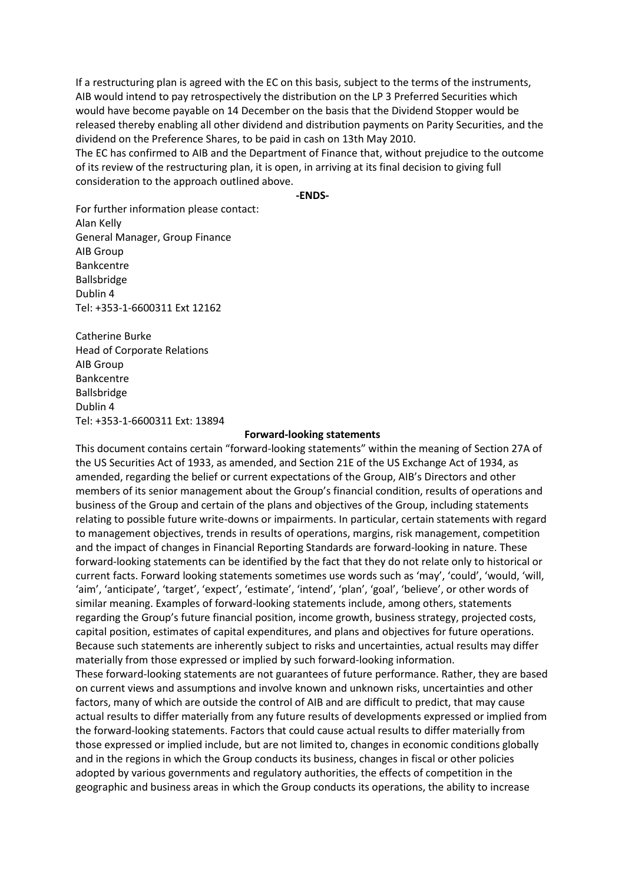If a restructuring plan is agreed with the EC on this basis, subject to the terms of the instruments, AIB would intend to pay retrospectively the distribution on the LP 3 Preferred Securities which would have become payable on 14 December on the basis that the Dividend Stopper would be released thereby enabling all other dividend and distribution payments on Parity Securities, and the dividend on the Preference Shares, to be paid in cash on 13th May 2010.

The EC has confirmed to AIB and the Department of Finance that, without prejudice to the outcome of its review of the restructuring plan, it is open, in arriving at its final decision to giving full consideration to the approach outlined above.

**-ENDS-**

For further information please contact:
Alan Kelly
General Manager, Group Finance
AIB Group
Bankcentre
Ballsbridge
Dublin 4
Tel: +353-1-6600311 Ext 12162

Catherine Burke
Head of Corporate Relations
AIB Group
Bankcentre
Ballsbridge
Dublin 4
Tel: +353-1-6600311 Ext: 13894

**Forward-looking statements**

This document contains certain "forward-looking statements" within the meaning of Section 27A of the US Securities Act of 1933, as amended, and Section 21E of the US Exchange Act of 1934, as amended, regarding the belief or current expectations of the Group, AIB's Directors and other members of its senior management about the Group's financial condition, results of operations and business of the Group and certain of the plans and objectives of the Group, including statements relating to possible future write-downs or impairments. In particular, certain statements with regard to management objectives, trends in results of operations, margins, risk management, competition and the impact of changes in Financial Reporting Standards are forward-looking in nature. These forward-looking statements can be identified by the fact that they do not relate only to historical or current facts. Forward looking statements sometimes use words such as 'may', 'could', 'would, 'will, 'aim', 'anticipate', 'target', 'expect', 'estimate', 'intend', 'plan', 'goal', 'believe', or other words of similar meaning. Examples of forward-looking statements include, among others, statements regarding the Group's future financial position, income growth, business strategy, projected costs, capital position, estimates of capital expenditures, and plans and objectives for future operations. Because such statements are inherently subject to risks and uncertainties, actual results may differ materially from those expressed or implied by such forward-looking information.

These forward-looking statements are not guarantees of future performance. Rather, they are based on current views and assumptions and involve known and unknown risks, uncertainties and other factors, many of which are outside the control of AIB and are difficult to predict, that may cause actual results to differ materially from any future results of developments expressed or implied from the forward-looking statements. Factors that could cause actual results to differ materially from those expressed or implied include, but are not limited to, changes in economic conditions globally and in the regions in which the Group conducts its business, changes in fiscal or other policies adopted by various governments and regulatory authorities, the effects of competition in the geographic and business areas in which the Group conducts its operations, the ability to increase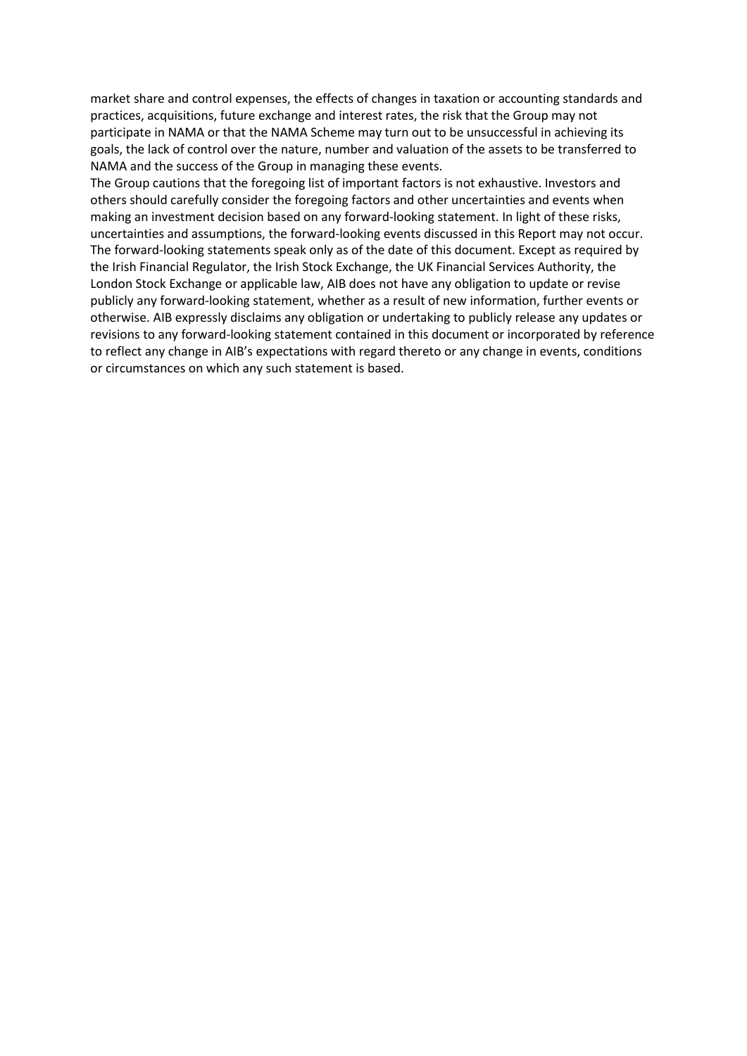market share and control expenses, the effects of changes in taxation or accounting standards and practices, acquisitions, future exchange and interest rates, the risk that the Group may not participate in NAMA or that the NAMA Scheme may turn out to be unsuccessful in achieving its goals, the lack of control over the nature, number and valuation of the assets to be transferred to NAMA and the success of the Group in managing these events.

The Group cautions that the foregoing list of important factors is not exhaustive. Investors and others should carefully consider the foregoing factors and other uncertainties and events when making an investment decision based on any forward-looking statement. In light of these risks, uncertainties and assumptions, the forward-looking events discussed in this Report may not occur. The forward-looking statements speak only as of the date of this document. Except as required by the Irish Financial Regulator, the Irish Stock Exchange, the UK Financial Services Authority, the London Stock Exchange or applicable law, AIB does not have any obligation to update or revise publicly any forward-looking statement, whether as a result of new information, further events or otherwise. AIB expressly disclaims any obligation or undertaking to publicly release any updates or revisions to any forward-looking statement contained in this document or incorporated by reference to reflect any change in AIB's expectations with regard thereto or any change in events, conditions or circumstances on which any such statement is based.